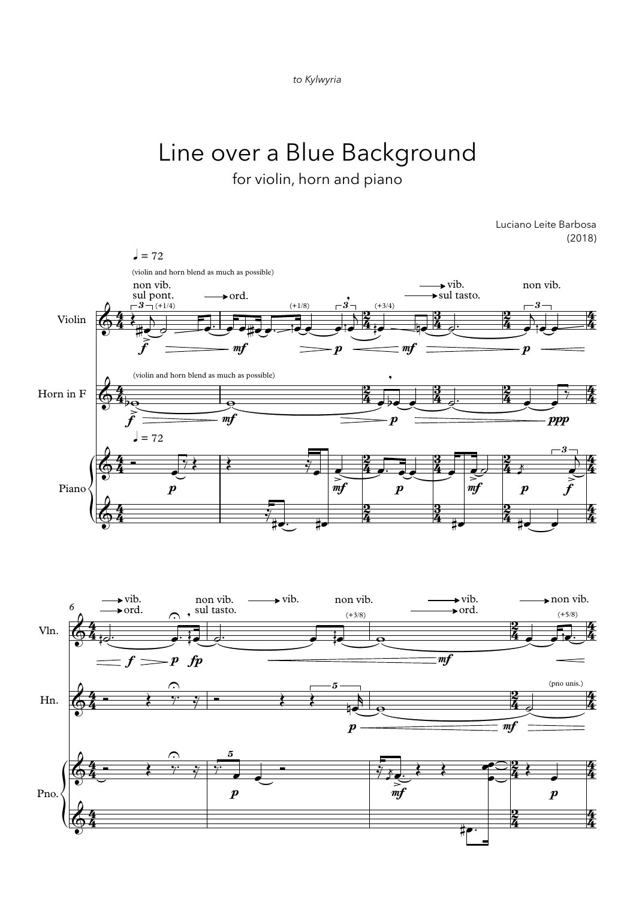*to Kylwyria*

# Line over a Blue Background

for violin, horn and piano

Luciano Leite Barbosa
(2018)